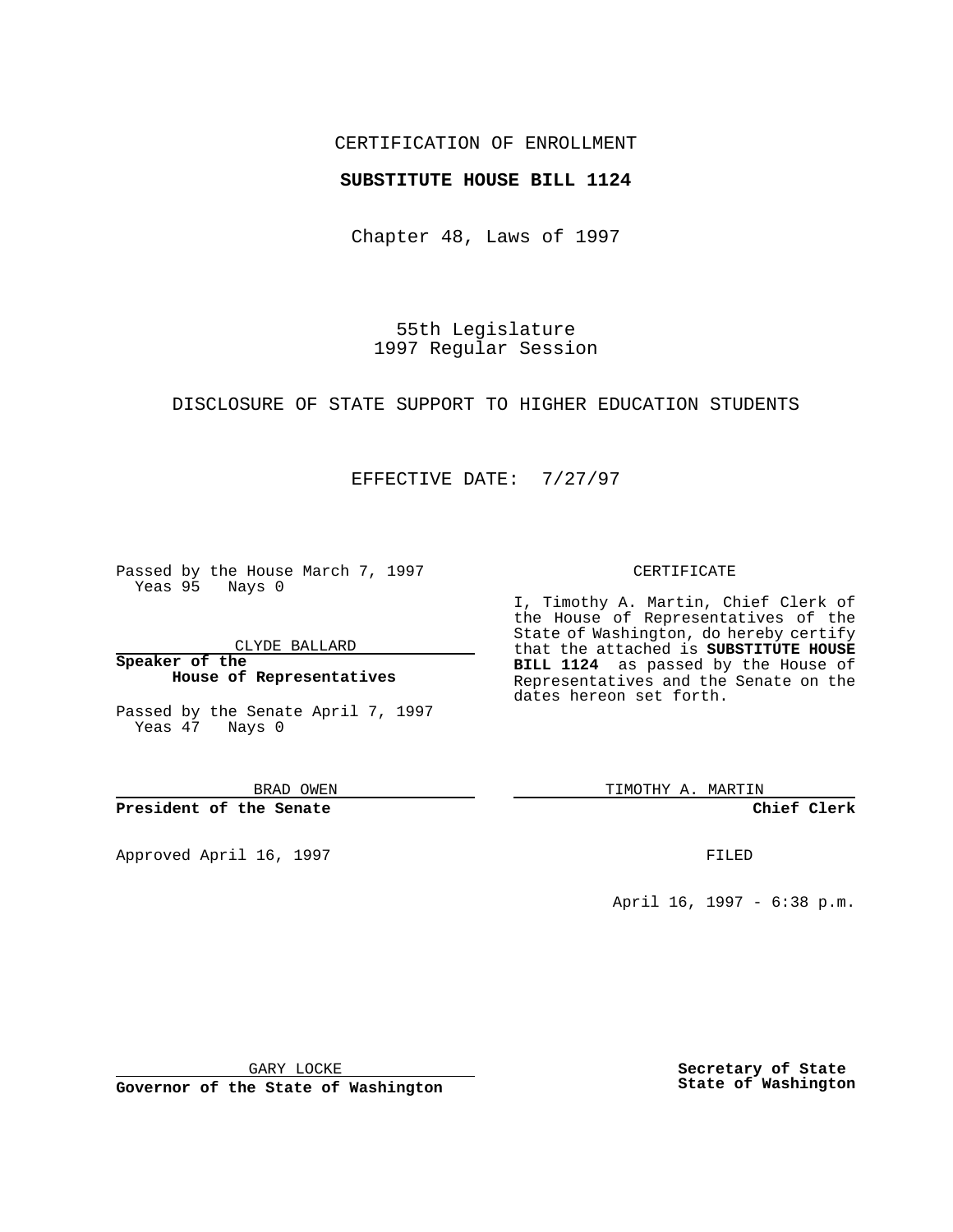CERTIFICATION OF ENROLLMENT

**SUBSTITUTE HOUSE BILL 1124**

Chapter 48, Laws of 1997

55th Legislature
1997 Regular Session

DISCLOSURE OF STATE SUPPORT TO HIGHER EDUCATION STUDENTS

EFFECTIVE DATE: 7/27/97

Passed by the House March 7, 1997
Yeas 95 Nays 0

CLYDE BALLARD

**Speaker of the House of Representatives**

Passed by the Senate April 7, 1997
Yeas 47 Nays 0

BRAD OWEN

**President of the Senate**

Approved April 16, 1997

GARY LOCKE

**Governor of the State of Washington**

CERTIFICATE

I, Timothy A. Martin, Chief Clerk of the House of Representatives of the State of Washington, do hereby certify that the attached is **SUBSTITUTE HOUSE BILL 1124** as passed by the House of Representatives and the Senate on the dates hereon set forth.

TIMOTHY A. MARTIN

**Chief Clerk**

FILED

April 16, 1997 - 6:38 p.m.

**Secretary of State State of Washington**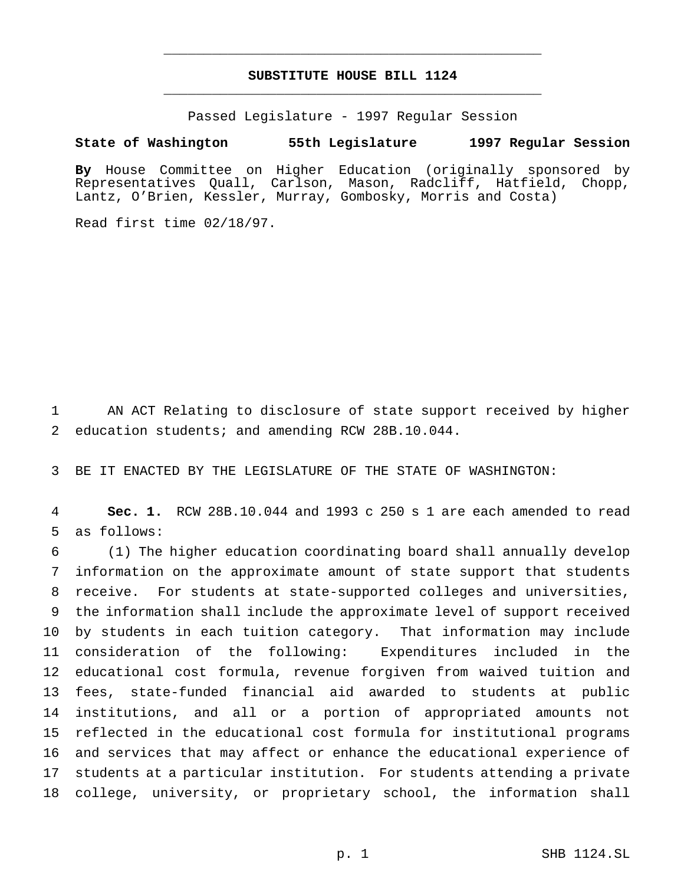# SUBSTITUTE HOUSE BILL 1124

Passed Legislature - 1997 Regular Session

**State of Washington 55th Legislature 1997 Regular Session**

**By** House Committee on Higher Education (originally sponsored by Representatives Quall, Carlson, Mason, Radcliff, Hatfield, Chopp, Lantz, O'Brien, Kessler, Murray, Gombosky, Morris and Costa)

Read first time 02/18/97.

AN ACT Relating to disclosure of state support received by higher education students; and amending RCW 28B.10.044.

BE IT ENACTED BY THE LEGISLATURE OF THE STATE OF WASHINGTON:

**Sec. 1.** RCW 28B.10.044 and 1993 c 250 s 1 are each amended to read as follows:

(1) The higher education coordinating board shall annually develop information on the approximate amount of state support that students receive. For students at state-supported colleges and universities, the information shall include the approximate level of support received by students in each tuition category. That information may include consideration of the following: Expenditures included in the educational cost formula, revenue forgiven from waived tuition and fees, state-funded financial aid awarded to students at public institutions, and all or a portion of appropriated amounts not reflected in the educational cost formula for institutional programs and services that may affect or enhance the educational experience of students at a particular institution. For students attending a private college, university, or proprietary school, the information shall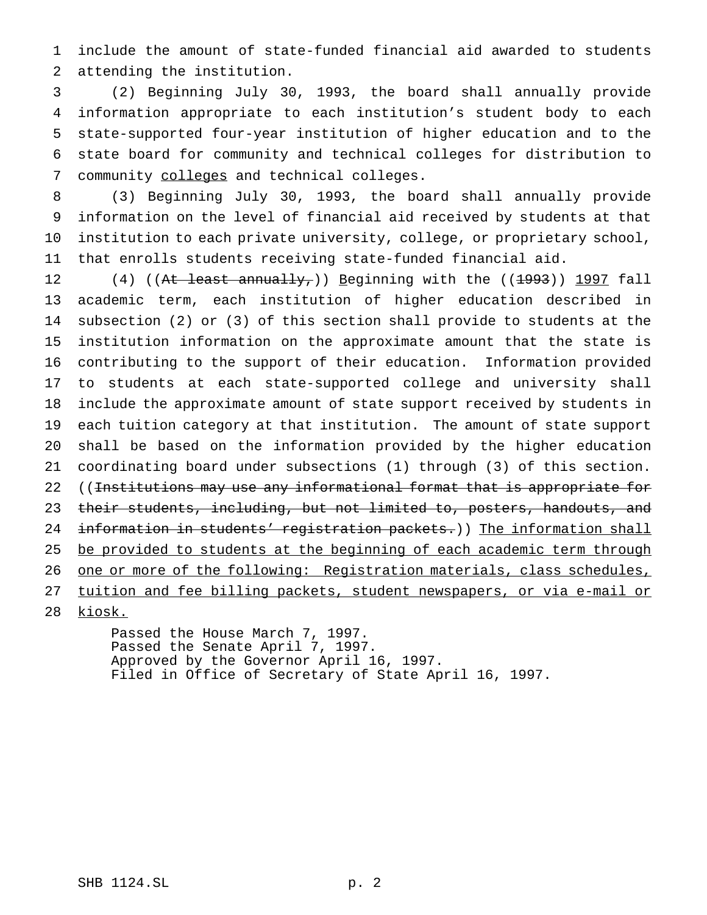include the amount of state-funded financial aid awarded to students attending the institution.

(2) Beginning July 30, 1993, the board shall annually provide information appropriate to each institution's student body to each state-supported four-year institution of higher education and to the state board for community and technical colleges for distribution to community colleges and technical colleges.

(3) Beginning July 30, 1993, the board shall annually provide information on the level of financial aid received by students at that institution to each private university, college, or proprietary school, that enrolls students receiving state-funded financial aid.

(4) ((~~At least annually,~~)) Beginning with the ((~~1993~~)) 1997 fall academic term, each institution of higher education described in subsection (2) or (3) of this section shall provide to students at the institution information on the approximate amount that the state is contributing to the support of their education. Information provided to students at each state-supported college and university shall include the approximate amount of state support received by students in each tuition category at that institution. The amount of state support shall be based on the information provided by the higher education coordinating board under subsections (1) through (3) of this section. ((~~Institutions may use any informational format that is appropriate for their students, including, but not limited to, posters, handouts, and information in students' registration packets.~~)) The information shall be provided to students at the beginning of each academic term through one or more of the following: Registration materials, class schedules, tuition and fee billing packets, student newspapers, or via e-mail or kiosk.

Passed the House March 7, 1997.
Passed the Senate April 7, 1997.
Approved by the Governor April 16, 1997.
Filed in Office of Secretary of State April 16, 1997.